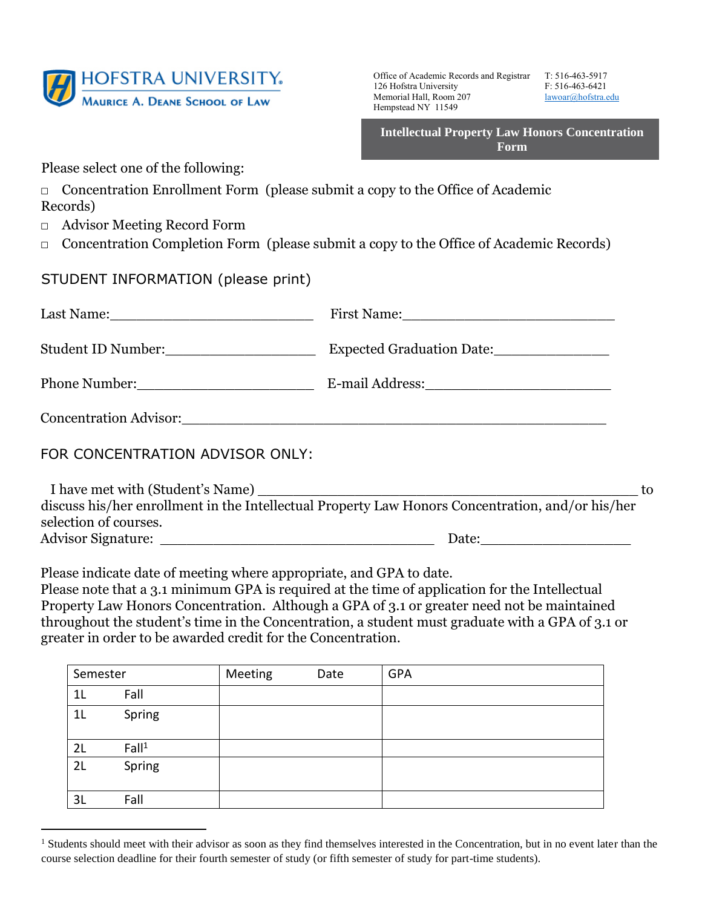**HOFSTRA UNIVERSITY**
**Maurice A. Deane School of Law**

Office of Academic Records and Registrar
126 Hofstra University
Memorial Hall, Room 207
Hempstead NY 11549

T: 516-463-5917
F: 516-463-6421
lawoar@hofstra.edu

## Intellectual Property Law Honors Concentration Form

Please select one of the following:

- □ Concentration Enrollment Form (please submit a copy to the Office of Academic Records)
- □ Advisor Meeting Record Form
- □ Concentration Completion Form (please submit a copy to the Office of Academic Records)

### STUDENT INFORMATION (please print)

Last Name:________________________ First Name:__________________________

Student ID Number:__________________ Expected Graduation Date:______________

Phone Number:_____________________ E-mail Address:______________________

Concentration Advisor:_____________________________________________________

### FOR CONCENTRATION ADVISOR ONLY:

I have met with (Student's Name) _____________________________________________ to discuss his/her enrollment in the Intellectual Property Law Honors Concentration, and/or his/her selection of courses.

Advisor Signature: _________________________________ Date:__________________

Please indicate date of meeting where appropriate, and GPA to date.

Please note that a 3.1 minimum GPA is required at the time of application for the Intellectual Property Law Honors Concentration. Although a GPA of 3.1 or greater need not be maintained throughout the student's time in the Concentration, a student must graduate with a GPA of 3.1 or greater in order to be awarded credit for the Concentration.

| Semester | Meeting Date | GPA |
|---|---|---|
| 1L Fall | | |
| 1L Spring | | |
| 2L Fall[1] | | |
| 2L Spring | | |
| 3L Fall | | |

[1] Students should meet with their advisor as soon as they find themselves interested in the Concentration, but in no event later than the course selection deadline for their fourth semester of study (or fifth semester of study for part-time students).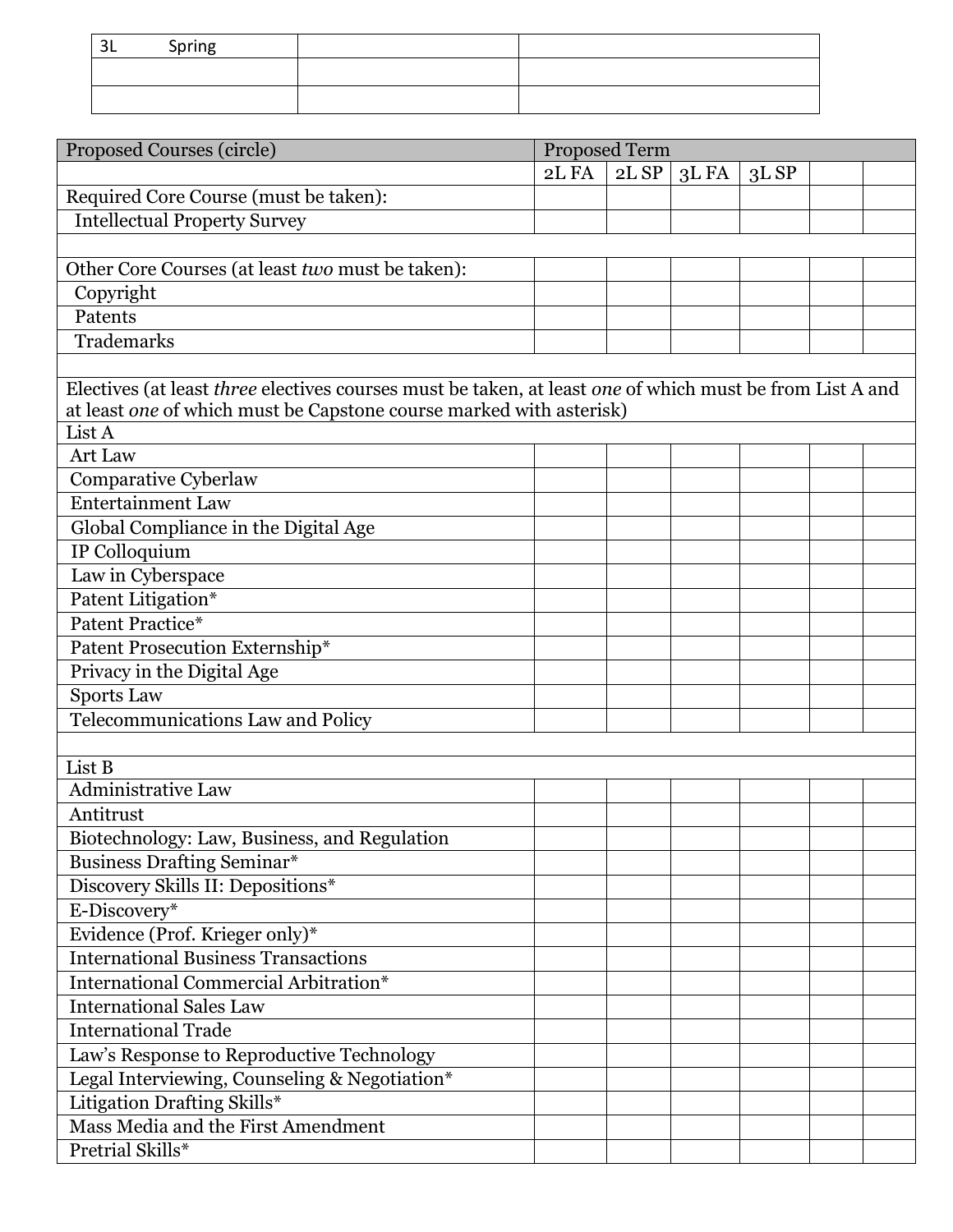| 3L Spring | | |
|---|---|---|
| | | |
| | | |

| Proposed Courses (circle) | Proposed Term | | | | | |
|---|---|---|---|---|---|---|
| | 2L FA | 2L SP | 3L FA | 3L SP | | |
| Required Core Course (must be taken): | | | | | | |
| Intellectual Property Survey | | | | | | |
| | | | | | | |
| Other Core Courses (at least *two* must be taken): | | | | | | |
| Copyright | | | | | | |
| Patents | | | | | | |
| Trademarks | | | | | | |
| | | | | | | |
| Electives (at least *three* electives courses must be taken, at least *one* of which must be from List A and at least *one* of which must be Capstone course marked with asterisk) | | | | | | |
| List A | | | | | | |
| Art Law | | | | | | |
| Comparative Cyberlaw | | | | | | |
| Entertainment Law | | | | | | |
| Global Compliance in the Digital Age | | | | | | |
| IP Colloquium | | | | | | |
| Law in Cyberspace | | | | | | |
| Patent Litigation* | | | | | | |
| Patent Practice* | | | | | | |
| Patent Prosecution Externship* | | | | | | |
| Privacy in the Digital Age | | | | | | |
| Sports Law | | | | | | |
| Telecommunications Law and Policy | | | | | | |
| | | | | | | |
| List B | | | | | | |
| Administrative Law | | | | | | |
| Antitrust | | | | | | |
| Biotechnology: Law, Business, and Regulation | | | | | | |
| Business Drafting Seminar* | | | | | | |
| Discovery Skills II: Depositions* | | | | | | |
| E-Discovery* | | | | | | |
| Evidence (Prof. Krieger only)* | | | | | | |
| International Business Transactions | | | | | | |
| International Commercial Arbitration* | | | | | | |
| International Sales Law | | | | | | |
| International Trade | | | | | | |
| Law's Response to Reproductive Technology | | | | | | |
| Legal Interviewing, Counseling & Negotiation* | | | | | | |
| Litigation Drafting Skills* | | | | | | |
| Mass Media and the First Amendment | | | | | | |
| Pretrial Skills* | | | | | | |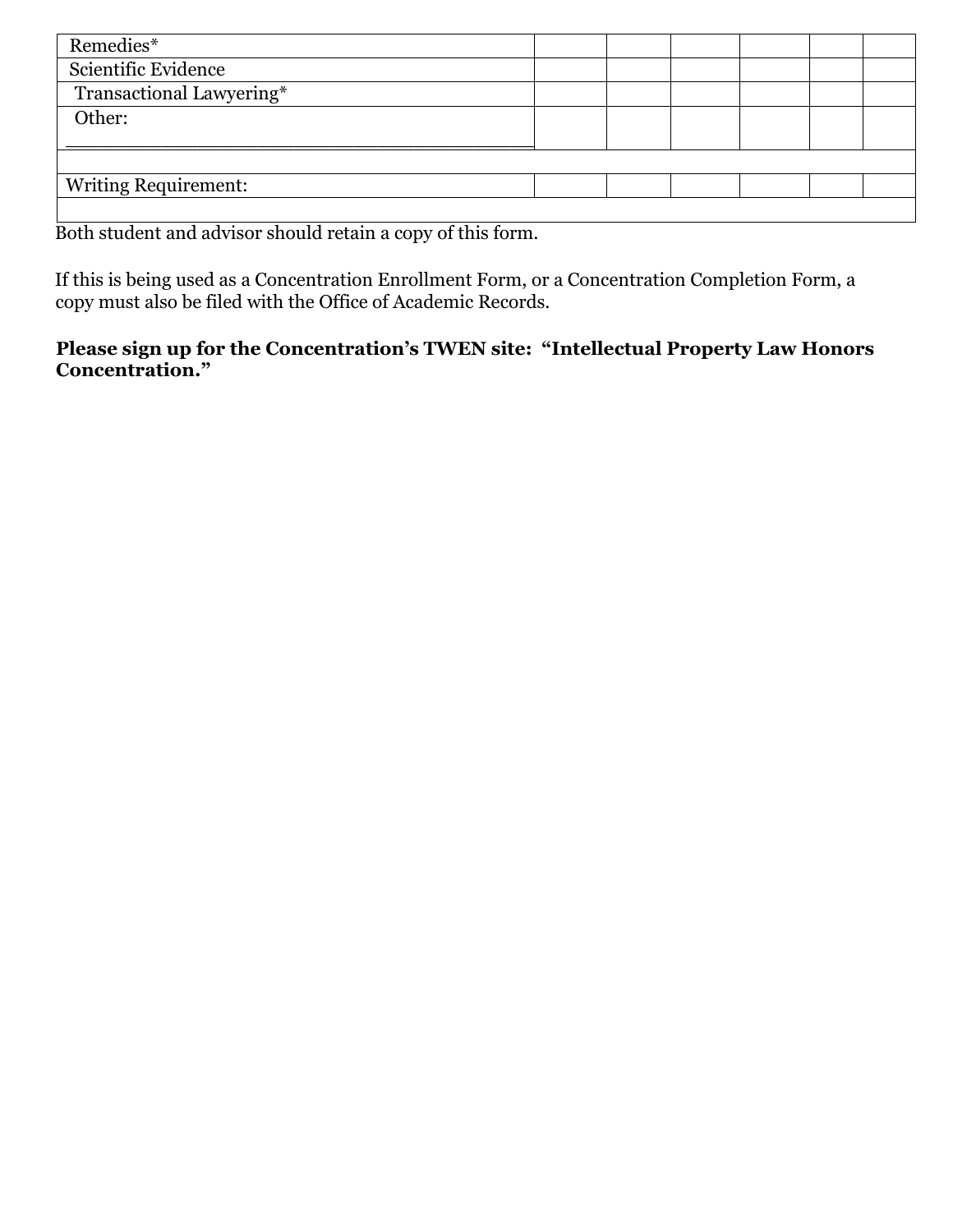| | | | | | | |
|---|---|---|---|---|---|---|
| Remedies* | | | | | | |
| Scientific Evidence | | | | | | |
| Transactional Lawyering* | | | | | | |
| Other: ________________________________________ | | | | | | |
| | | | | | | |
| Writing Requirement: | | | | | | |
| | | | | | | |

Both student and advisor should retain a copy of this form.

If this is being used as a Concentration Enrollment Form, or a Concentration Completion Form, a copy must also be filed with the Office of Academic Records.

**Please sign up for the Concentration's TWEN site: "Intellectual Property Law Honors Concentration."**